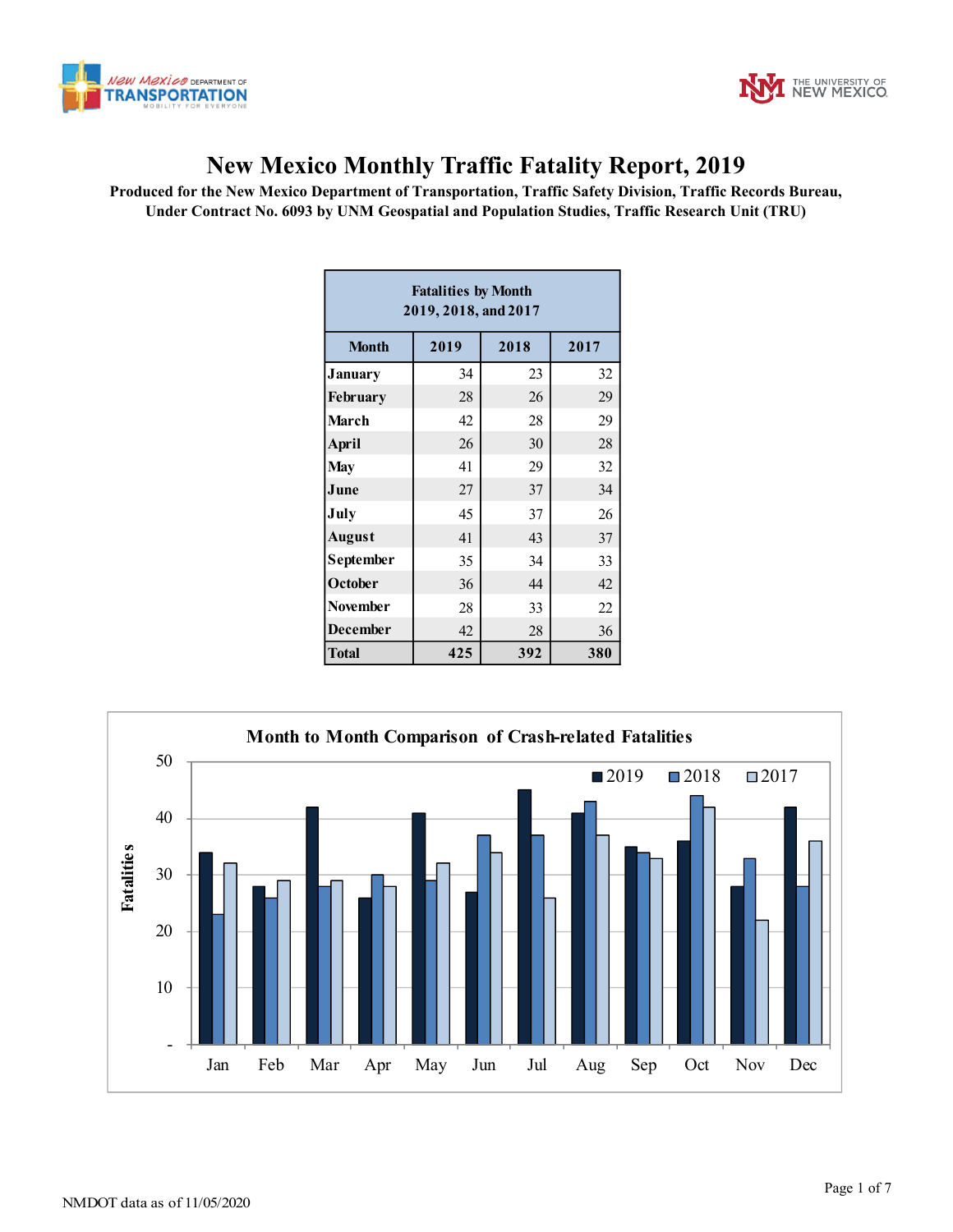# New Mexico Monthly Traffic Fatality Report, 2019

**Produced for the New Mexico Department of Transportation, Traffic Safety Division, Traffic Records Bureau, Under Contract No. 6093 by UNM Geospatial and Population Studies, Traffic Research Unit (TRU)**

**Fatalities by Month 2019, 2018, and 2017**

| Month | 2019 | 2018 | 2017 |
|---|---|---|---|
| January | 34 | 23 | 32 |
| February | 28 | 26 | 29 |
| March | 42 | 28 | 29 |
| April | 26 | 30 | 28 |
| May | 41 | 29 | 32 |
| June | 27 | 37 | 34 |
| July | 45 | 37 | 26 |
| August | 41 | 43 | 37 |
| September | 35 | 34 | 33 |
| October | 36 | 44 | 42 |
| November | 28 | 33 | 22 |
| December | 42 | 28 | 36 |
| **Total** | **425** | **392** | **380** |

**Month to Month Comparison of Crash-related Fatalities**

NMDOT data as of 11/05/2020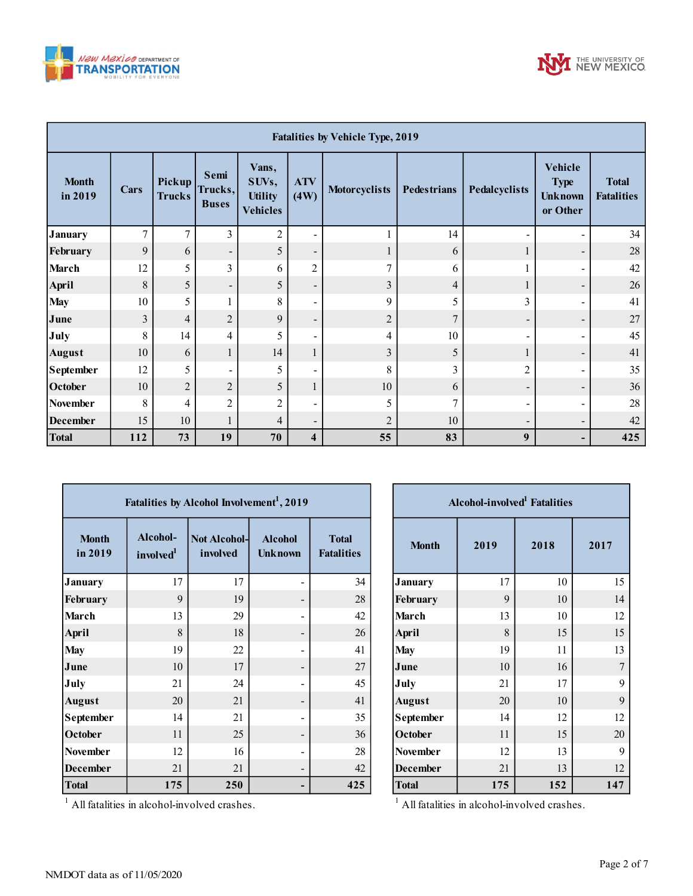| Fatalities by Vehicle Type, 2019 | | | | | | | | | | |
|---|---|---|---|---|---|---|---|---|---|---|
| Month in 2019 | Cars | Pickup Trucks | Semi Trucks, Buses | Vans, SUVs, Utility Vehicles | ATV (4W) | Motorcyclists | Pedestrians | Pedalcyclists | Vehicle Type Unknown or Other | Total Fatalities |
| January | 7 | 7 | 3 | 2 | - | 1 | 14 | - | - | 34 |
| February | 9 | 6 | - | 5 | - | 1 | 6 | 1 | - | 28 |
| March | 12 | 5 | 3 | 6 | 2 | 7 | 6 | 1 | - | 42 |
| April | 8 | 5 | - | 5 | - | 3 | 4 | 1 | - | 26 |
| May | 10 | 5 | 1 | 8 | - | 9 | 5 | 3 | - | 41 |
| June | 3 | 4 | 2 | 9 | - | 2 | 7 | - | - | 27 |
| July | 8 | 14 | 4 | 5 | - | 4 | 10 | - | - | 45 |
| August | 10 | 6 | 1 | 14 | 1 | 3 | 5 | 1 | - | 41 |
| September | 12 | 5 | - | 5 | - | 8 | 3 | 2 | - | 35 |
| October | 10 | 2 | 2 | 5 | 1 | 10 | 6 | - | - | 36 |
| November | 8 | 4 | 2 | 2 | - | 5 | 7 | - | - | 28 |
| December | 15 | 10 | 1 | 4 | - | 2 | 10 | - | - | 42 |
| **Total** | **112** | **73** | **19** | **70** | **4** | **55** | **83** | **9** | **-** | **425** |

| Fatalities by Alcohol Involvement[1], 2019 | | | | |
|---|---|---|---|---|
| Month in 2019 | Alcohol-involved[1] | Not Alcohol-involved | Alcohol Unknown | Total Fatalities |
| January | 17 | 17 | - | 34 |
| February | 9 | 19 | - | 28 |
| March | 13 | 29 | - | 42 |
| April | 8 | 18 | - | 26 |
| May | 19 | 22 | - | 41 |
| June | 10 | 17 | - | 27 |
| July | 21 | 24 | - | 45 |
| August | 20 | 21 | - | 41 |
| September | 14 | 21 | - | 35 |
| October | 11 | 25 | - | 36 |
| November | 12 | 16 | - | 28 |
| December | 21 | 21 | - | 42 |
| **Total** | **175** | **250** | **-** | **425** |

[1] All fatalities in alcohol-involved crashes.

| Alcohol-involved[1] Fatalities | | | |
|---|---|---|---|
| Month | 2019 | 2018 | 2017 |
| January | 17 | 10 | 15 |
| February | 9 | 10 | 14 |
| March | 13 | 10 | 12 |
| April | 8 | 15 | 15 |
| May | 19 | 11 | 13 |
| June | 10 | 16 | 7 |
| July | 21 | 17 | 9 |
| August | 20 | 10 | 9 |
| September | 14 | 12 | 12 |
| October | 11 | 15 | 20 |
| November | 12 | 13 | 9 |
| December | 21 | 13 | 12 |
| **Total** | **175** | **152** | **147** |

[1] All fatalities in alcohol-involved crashes.

NMDOT data as of 11/05/2020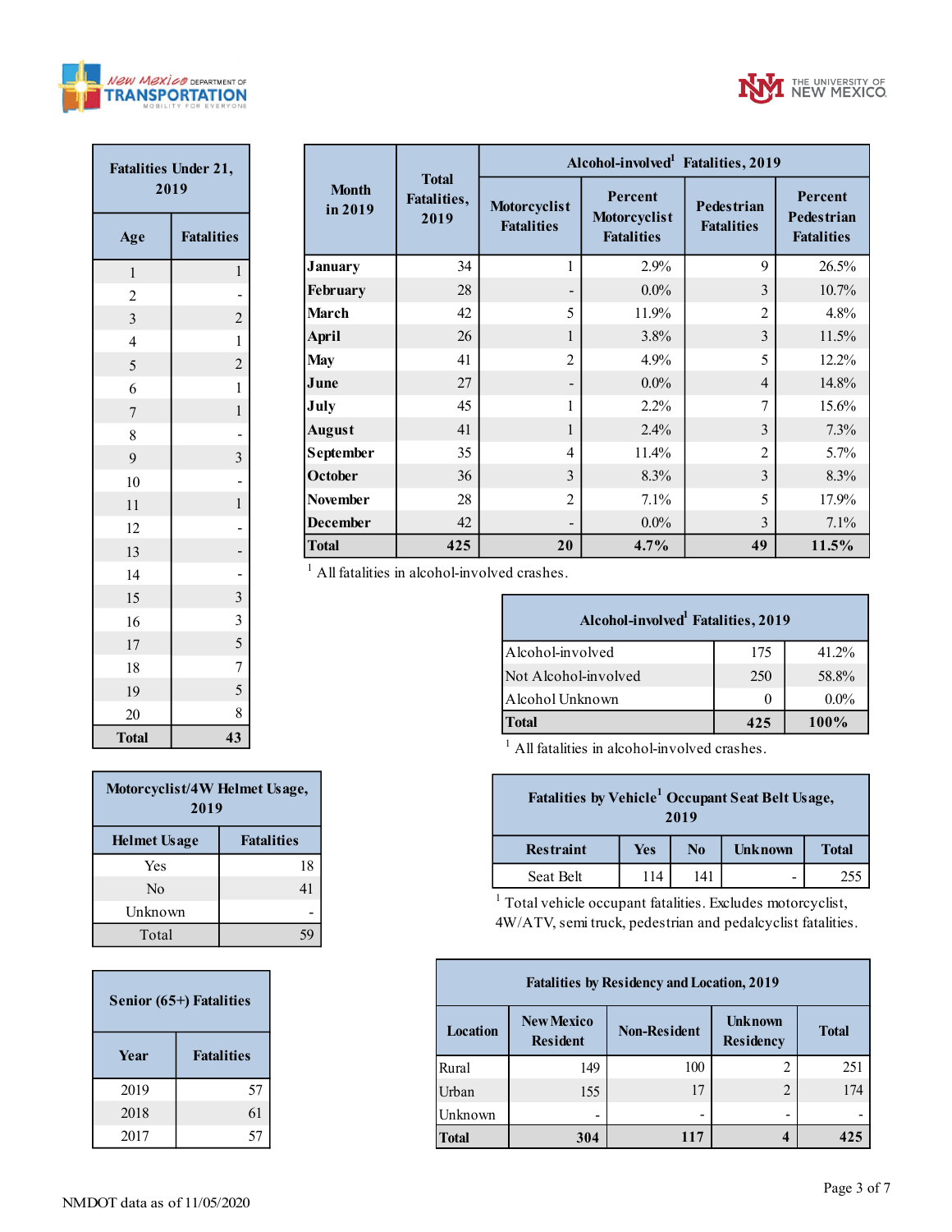| Fatalities Under 21, 2019 | |
|---|---|
| **Age** | **Fatalities** |
| 1 | 1 |
| 2 | - |
| 3 | 2 |
| 4 | 1 |
| 5 | 2 |
| 6 | 1 |
| 7 | 1 |
| 8 | - |
| 9 | 3 |
| 10 | - |
| 11 | 1 |
| 12 | - |
| 13 | - |
| 14 | - |
| 15 | 3 |
| 16 | 3 |
| 17 | 5 |
| 18 | 7 |
| 19 | 5 |
| 20 | 8 |
| **Total** | **43** |

| Month in 2019 | Total Fatalities, 2019 | Alcohol-involved[1] Fatalities, 2019 | | | |
|---|---|---|---|---|---|
| | | Motorcyclist Fatalities | Percent Motorcyclist Fatalities | Pedestrian Fatalities | Percent Pedestrian Fatalities |
| January | 34 | 1 | 2.9% | 9 | 26.5% |
| February | 28 | - | 0.0% | 3 | 10.7% |
| March | 42 | 5 | 11.9% | 2 | 4.8% |
| April | 26 | 1 | 3.8% | 3 | 11.5% |
| May | 41 | 2 | 4.9% | 5 | 12.2% |
| June | 27 | - | 0.0% | 4 | 14.8% |
| July | 45 | 1 | 2.2% | 7 | 15.6% |
| August | 41 | 1 | 2.4% | 3 | 7.3% |
| September | 35 | 4 | 11.4% | 2 | 5.7% |
| October | 36 | 3 | 8.3% | 3 | 8.3% |
| November | 28 | 2 | 7.1% | 5 | 17.9% |
| December | 42 | - | 0.0% | 3 | 7.1% |
| **Total** | **425** | **20** | **4.7%** | **49** | **11.5%** |

[1] All fatalities in alcohol-involved crashes.

| Alcohol-involved[1] Fatalities, 2019 | | |
|---|---|---|
| Alcohol-involved | 175 | 41.2% |
| Not Alcohol-involved | 250 | 58.8% |
| Alcohol Unknown | 0 | 0.0% |
| **Total** | **425** | **100%** |

[1] All fatalities in alcohol-involved crashes.

| Motorcyclist/4W Helmet Usage, 2019 | |
|---|---|
| **Helmet Usage** | **Fatalities** |
| Yes | 18 |
| No | 41 |
| Unknown | - |
| Total | 59 |

| Fatalities by Vehicle[1] Occupant Seat Belt Usage, 2019 | | | | |
|---|---|---|---|---|
| **Restraint** | **Yes** | **No** | **Unknown** | **Total** |
| Seat Belt | 114 | 141 | - | 255 |

[1] Total vehicle occupant fatalities. Excludes motorcyclist, 4W/ATV, semi truck, pedestrian and pedalcyclist fatalities.

| Senior (65+) Fatalities | |
|---|---|
| **Year** | **Fatalities** |
| 2019 | 57 |
| 2018 | 61 |
| 2017 | 57 |

| Fatalities by Residency and Location, 2019 | | | | |
|---|---|---|---|---|
| **Location** | **New Mexico Resident** | **Non-Resident** | **Unknown Residency** | **Total** |
| Rural | 149 | 100 | 2 | 251 |
| Urban | 155 | 17 | 2 | 174 |
| Unknown | - | - | - | - |
| **Total** | **304** | **117** | **4** | **425** |

NMDOT data as of 11/05/2020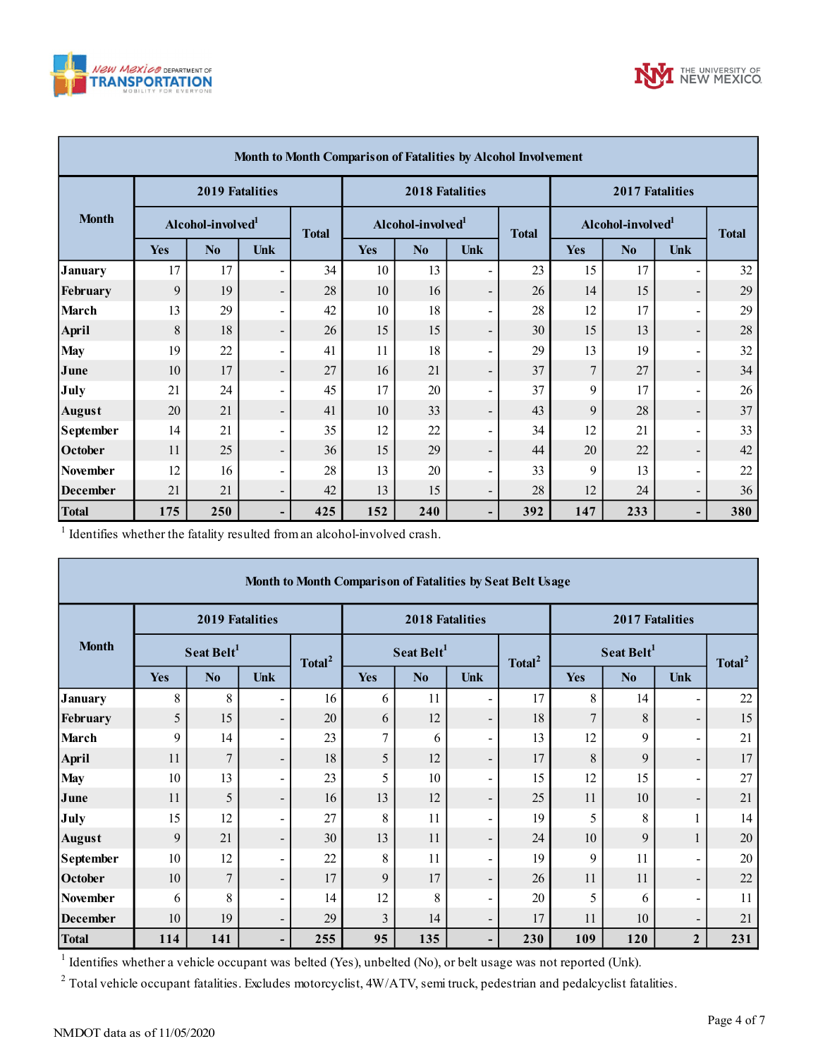| Month to Month Comparison of Fatalities by Alcohol Involvement | | | | | | | | | | | | |
|---|---|---|---|---|---|---|---|---|---|---|---|---|
| Month | 2019 Fatalities | | | | 2018 Fatalities | | | | 2017 Fatalities | | | |
| | Alcohol-involved[1] | | | Total | Alcohol-involved[1] | | | Total | Alcohol-involved[1] | | | Total |
| | Yes | No | Unk | | Yes | No | Unk | | Yes | No | Unk | |
| January | 17 | 17 | - | 34 | 10 | 13 | - | 23 | 15 | 17 | - | 32 |
| February | 9 | 19 | - | 28 | 10 | 16 | - | 26 | 14 | 15 | - | 29 |
| March | 13 | 29 | - | 42 | 10 | 18 | - | 28 | 12 | 17 | - | 29 |
| April | 8 | 18 | - | 26 | 15 | 15 | - | 30 | 15 | 13 | - | 28 |
| May | 19 | 22 | - | 41 | 11 | 18 | - | 29 | 13 | 19 | - | 32 |
| June | 10 | 17 | - | 27 | 16 | 21 | - | 37 | 7 | 27 | - | 34 |
| July | 21 | 24 | - | 45 | 17 | 20 | - | 37 | 9 | 17 | - | 26 |
| August | 20 | 21 | - | 41 | 10 | 33 | - | 43 | 9 | 28 | - | 37 |
| September | 14 | 21 | - | 35 | 12 | 22 | - | 34 | 12 | 21 | - | 33 |
| October | 11 | 25 | - | 36 | 15 | 29 | - | 44 | 20 | 22 | - | 42 |
| November | 12 | 16 | - | 28 | 13 | 20 | - | 33 | 9 | 13 | - | 22 |
| December | 21 | 21 | - | 42 | 13 | 15 | - | 28 | 12 | 24 | - | 36 |
| **Total** | **175** | **250** | **-** | **425** | **152** | **240** | **-** | **392** | **147** | **233** | **-** | **380** |

[1] Identifies whether the fatality resulted from an alcohol-involved crash.

| Month to Month Comparison of Fatalities by Seat Belt Usage | | | | | | | | | | | | |
|---|---|---|---|---|---|---|---|---|---|---|---|---|
| Month | 2019 Fatalities | | | | 2018 Fatalities | | | | 2017 Fatalities | | | |
| | Seat Belt[1] | | | Total[2] | Seat Belt[1] | | | Total[2] | Seat Belt[1] | | | Total[2] |
| | Yes | No | Unk | | Yes | No | Unk | | Yes | No | Unk | |
| January | 8 | 8 | - | 16 | 6 | 11 | - | 17 | 8 | 14 | - | 22 |
| February | 5 | 15 | - | 20 | 6 | 12 | - | 18 | 7 | 8 | - | 15 |
| March | 9 | 14 | - | 23 | 7 | 6 | - | 13 | 12 | 9 | - | 21 |
| April | 11 | 7 | - | 18 | 5 | 12 | - | 17 | 8 | 9 | - | 17 |
| May | 10 | 13 | - | 23 | 5 | 10 | - | 15 | 12 | 15 | - | 27 |
| June | 11 | 5 | - | 16 | 13 | 12 | - | 25 | 11 | 10 | - | 21 |
| July | 15 | 12 | - | 27 | 8 | 11 | - | 19 | 5 | 8 | 1 | 14 |
| August | 9 | 21 | - | 30 | 13 | 11 | - | 24 | 10 | 9 | 1 | 20 |
| September | 10 | 12 | - | 22 | 8 | 11 | - | 19 | 9 | 11 | - | 20 |
| October | 10 | 7 | - | 17 | 9 | 17 | - | 26 | 11 | 11 | - | 22 |
| November | 6 | 8 | - | 14 | 12 | 8 | - | 20 | 5 | 6 | - | 11 |
| December | 10 | 19 | - | 29 | 3 | 14 | - | 17 | 11 | 10 | - | 21 |
| **Total** | **114** | **141** | **-** | **255** | **95** | **135** | **-** | **230** | **109** | **120** | **2** | **231** |

[1] Identifies whether a vehicle occupant was belted (Yes), unbelted (No), or belt usage was not reported (Unk).

[2] Total vehicle occupant fatalities. Excludes motorcyclist, 4W/ATV, semi truck, pedestrian and pedalcyclist fatalities.

NMDOT data as of 11/05/2020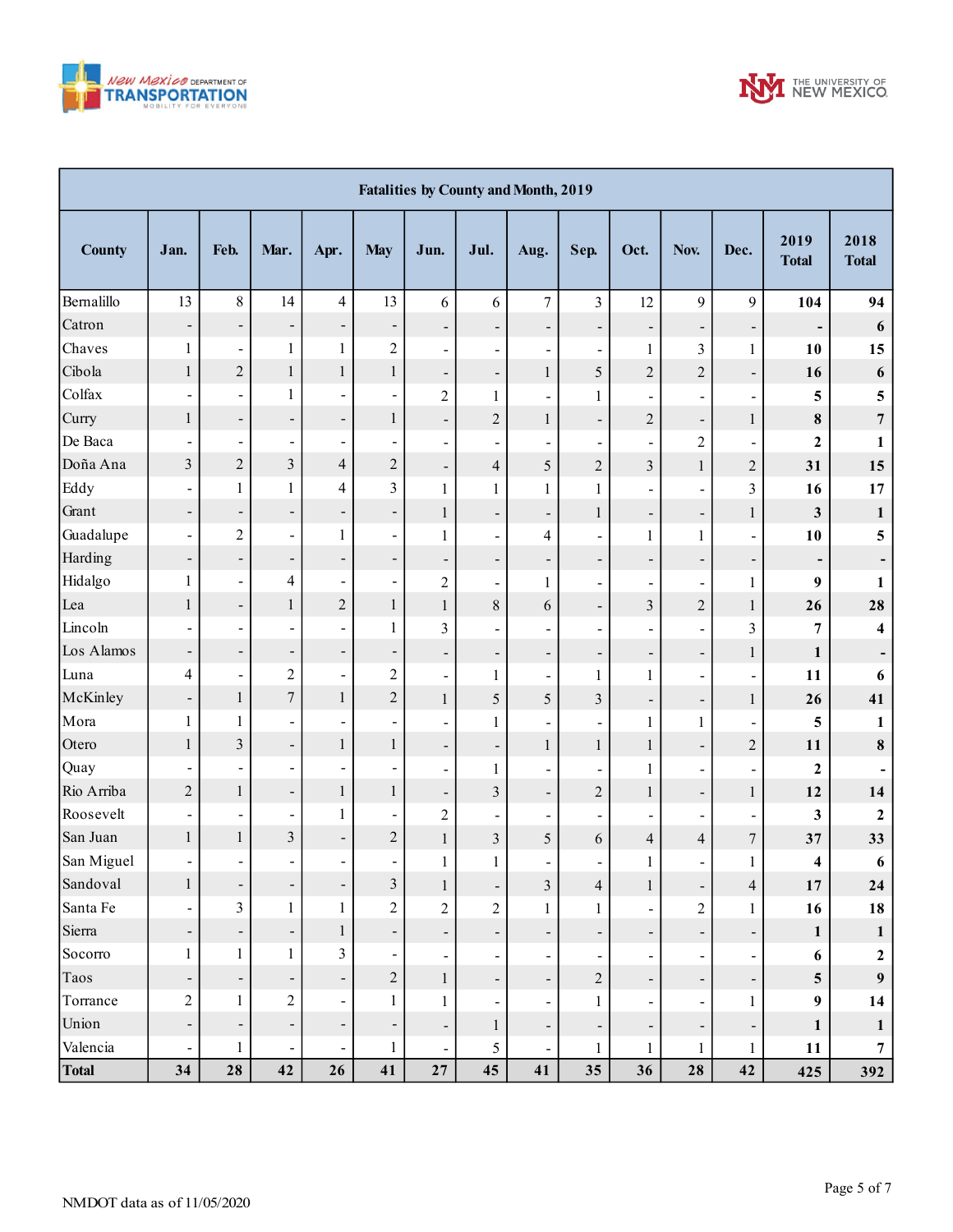| Fatalities by County and Month, 2019 | | | | | | | | | | | | | | |
|---|---|---|---|---|---|---|---|---|---|---|---|---|---|---|
| **County** | **Jan.** | **Feb.** | **Mar.** | **Apr.** | **May** | **Jun.** | **Jul.** | **Aug.** | **Sep.** | **Oct.** | **Nov.** | **Dec.** | **2019 Total** | **2018 Total** |
| Bernalillo | 13 | 8 | 14 | 4 | 13 | 6 | 6 | 7 | 3 | 12 | 9 | 9 | **104** | **94** |
| Catron | - | - | - | - | - | - | - | - | - | - | - | - | **-** | **6** |
| Chaves | 1 | - | 1 | 1 | 2 | - | - | - | - | 1 | 3 | 1 | **10** | **15** |
| Cibola | 1 | 2 | 1 | 1 | 1 | - | - | 1 | 5 | 2 | 2 | - | **16** | **6** |
| Colfax | - | - | 1 | - | - | 2 | 1 | - | 1 | - | - | - | **5** | **5** |
| Curry | 1 | - | - | - | 1 | - | 2 | 1 | - | 2 | - | 1 | **8** | **7** |
| De Baca | - | - | - | - | - | - | - | - | - | - | 2 | - | **2** | **1** |
| Doña Ana | 3 | 2 | 3 | 4 | 2 | - | 4 | 5 | 2 | 3 | 1 | 2 | **31** | **15** |
| Eddy | - | 1 | 1 | 4 | 3 | 1 | 1 | 1 | 1 | - | - | 3 | **16** | **17** |
| Grant | - | - | - | - | - | 1 | - | - | 1 | - | - | 1 | **3** | **1** |
| Guadalupe | - | 2 | - | 1 | - | 1 | - | 4 | - | 1 | 1 | - | **10** | **5** |
| Harding | - | - | - | - | - | - | - | - | - | - | - | - | **-** | **-** |
| Hidalgo | 1 | - | 4 | - | - | 2 | - | 1 | - | - | - | 1 | **9** | **1** |
| Lea | 1 | - | 1 | 2 | 1 | 1 | 8 | 6 | - | 3 | 2 | 1 | **26** | **28** |
| Lincoln | - | - | - | - | 1 | 3 | - | - | - | - | - | 3 | **7** | **4** |
| Los Alamos | - | - | - | - | - | - | - | - | - | - | - | 1 | **1** | **-** |
| Luna | 4 | - | 2 | - | 2 | - | 1 | - | 1 | 1 | - | - | **11** | **6** |
| McKinley | - | 1 | 7 | 1 | 2 | 1 | 5 | 5 | 3 | - | - | 1 | **26** | **41** |
| Mora | 1 | 1 | - | - | - | - | 1 | - | - | 1 | 1 | - | **5** | **1** |
| Otero | 1 | 3 | - | 1 | 1 | - | - | 1 | 1 | 1 | - | 2 | **11** | **8** |
| Quay | - | - | - | - | - | - | 1 | - | - | 1 | - | - | **2** | **-** |
| Rio Arriba | 2 | 1 | - | 1 | 1 | - | 3 | - | 2 | 1 | - | 1 | **12** | **14** |
| Roosevelt | - | - | - | 1 | - | 2 | - | - | - | - | - | - | **3** | **2** |
| San Juan | 1 | 1 | 3 | - | 2 | 1 | 3 | 5 | 6 | 4 | 4 | 7 | **37** | **33** |
| San Miguel | - | - | - | - | - | 1 | 1 | - | - | 1 | - | 1 | **4** | **6** |
| Sandoval | 1 | - | - | - | 3 | 1 | - | 3 | 4 | 1 | - | 4 | **17** | **24** |
| Santa Fe | - | 3 | 1 | 1 | 2 | 2 | 2 | 1 | 1 | - | 2 | 1 | **16** | **18** |
| Sierra | - | - | - | 1 | - | - | - | - | - | - | - | - | **1** | **1** |
| Socorro | 1 | 1 | 1 | 3 | - | - | - | - | - | - | - | - | **6** | **2** |
| Taos | - | - | - | - | 2 | 1 | - | - | 2 | - | - | - | **5** | **9** |
| Torrance | 2 | 1 | 2 | - | 1 | 1 | - | - | 1 | - | - | 1 | **9** | **14** |
| Union | - | - | - | - | - | - | 1 | - | - | - | - | - | **1** | **1** |
| Valencia | - | 1 | - | - | 1 | - | 5 | - | 1 | 1 | 1 | 1 | **11** | **7** |
| **Total** | **34** | **28** | **42** | **26** | **41** | **27** | **45** | **41** | **35** | **36** | **28** | **42** | **425** | **392** |

NMDOT data as of 11/05/2020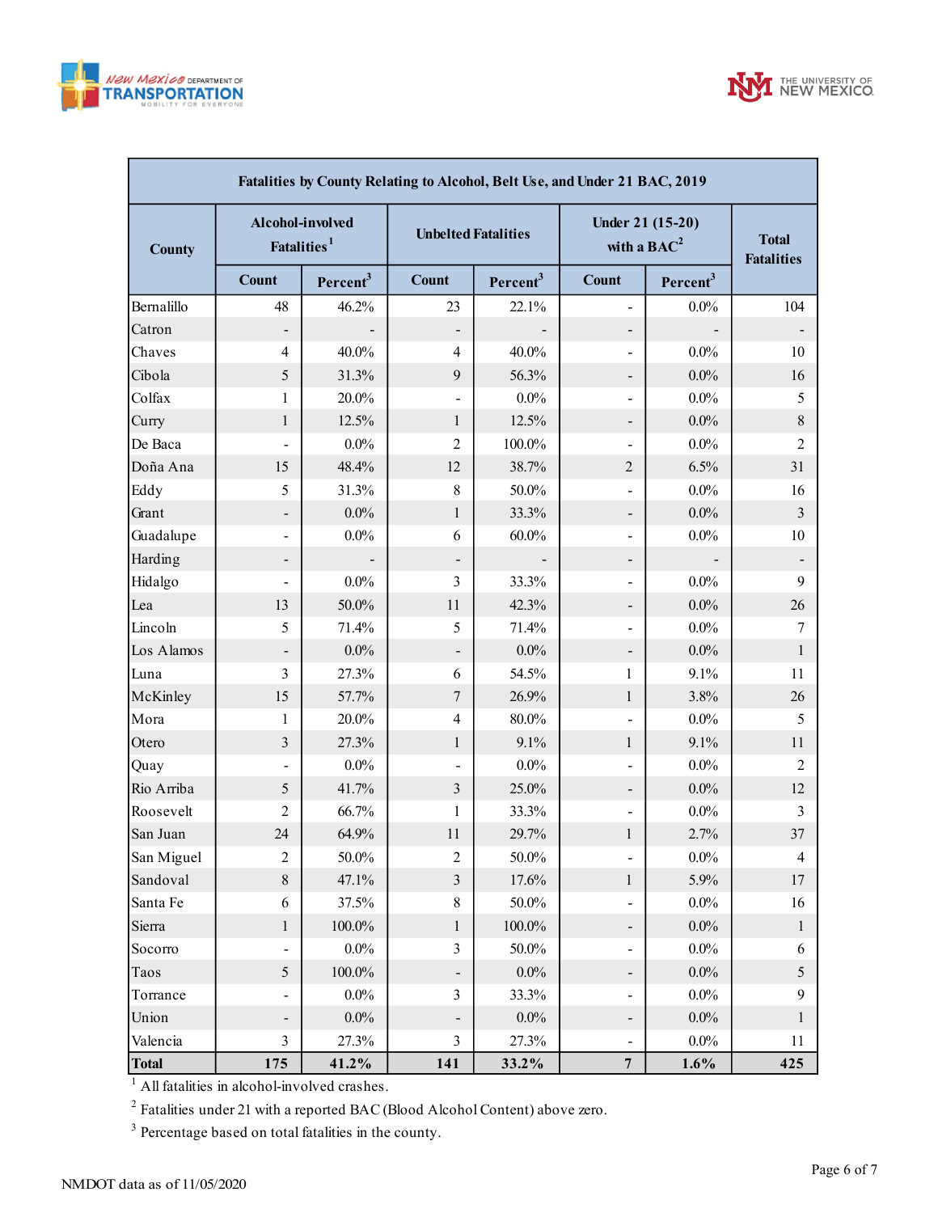| Fatalities by County Relating to Alcohol, Belt Use, and Under 21 BAC, 2019 | | | | | | | |
|---|---|---|---|---|---|---|---|
| County | Alcohol-involved Fatalities[1] | | Unbelted Fatalities | | Under 21 (15-20) with a BAC[2] | | Total Fatalities |
| | Count | Percent[3] | Count | Percent[3] | Count | Percent[3] | |
| Bernalillo | 48 | 46.2% | 23 | 22.1% | - | 0.0% | 104 |
| Catron | - | - | - | - | - | - | - |
| Chaves | 4 | 40.0% | 4 | 40.0% | - | 0.0% | 10 |
| Cibola | 5 | 31.3% | 9 | 56.3% | - | 0.0% | 16 |
| Colfax | 1 | 20.0% | - | 0.0% | - | 0.0% | 5 |
| Curry | 1 | 12.5% | 1 | 12.5% | - | 0.0% | 8 |
| De Baca | - | 0.0% | 2 | 100.0% | - | 0.0% | 2 |
| Doña Ana | 15 | 48.4% | 12 | 38.7% | 2 | 6.5% | 31 |
| Eddy | 5 | 31.3% | 8 | 50.0% | - | 0.0% | 16 |
| Grant | - | 0.0% | 1 | 33.3% | - | 0.0% | 3 |
| Guadalupe | - | 0.0% | 6 | 60.0% | - | 0.0% | 10 |
| Harding | - | - | - | - | - | - | - |
| Hidalgo | - | 0.0% | 3 | 33.3% | - | 0.0% | 9 |
| Lea | 13 | 50.0% | 11 | 42.3% | - | 0.0% | 26 |
| Lincoln | 5 | 71.4% | 5 | 71.4% | - | 0.0% | 7 |
| Los Alamos | - | 0.0% | - | 0.0% | - | 0.0% | 1 |
| Luna | 3 | 27.3% | 6 | 54.5% | 1 | 9.1% | 11 |
| McKinley | 15 | 57.7% | 7 | 26.9% | 1 | 3.8% | 26 |
| Mora | 1 | 20.0% | 4 | 80.0% | - | 0.0% | 5 |
| Otero | 3 | 27.3% | 1 | 9.1% | 1 | 9.1% | 11 |
| Quay | - | 0.0% | - | 0.0% | - | 0.0% | 2 |
| Rio Arriba | 5 | 41.7% | 3 | 25.0% | - | 0.0% | 12 |
| Roosevelt | 2 | 66.7% | 1 | 33.3% | - | 0.0% | 3 |
| San Juan | 24 | 64.9% | 11 | 29.7% | 1 | 2.7% | 37 |
| San Miguel | 2 | 50.0% | 2 | 50.0% | - | 0.0% | 4 |
| Sandoval | 8 | 47.1% | 3 | 17.6% | 1 | 5.9% | 17 |
| Santa Fe | 6 | 37.5% | 8 | 50.0% | - | 0.0% | 16 |
| Sierra | 1 | 100.0% | 1 | 100.0% | - | 0.0% | 1 |
| Socorro | - | 0.0% | 3 | 50.0% | - | 0.0% | 6 |
| Taos | 5 | 100.0% | - | 0.0% | - | 0.0% | 5 |
| Torrance | - | 0.0% | 3 | 33.3% | - | 0.0% | 9 |
| Union | - | 0.0% | - | 0.0% | - | 0.0% | 1 |
| Valencia | 3 | 27.3% | 3 | 27.3% | - | 0.0% | 11 |
| **Total** | **175** | **41.2%** | **141** | **33.2%** | **7** | **1.6%** | **425** |

[1] All fatalities in alcohol-involved crashes.

[2] Fatalities under 21 with a reported BAC (Blood Alcohol Content) above zero.

[3] Percentage based on total fatalities in the county.

NMDOT data as of 11/05/2020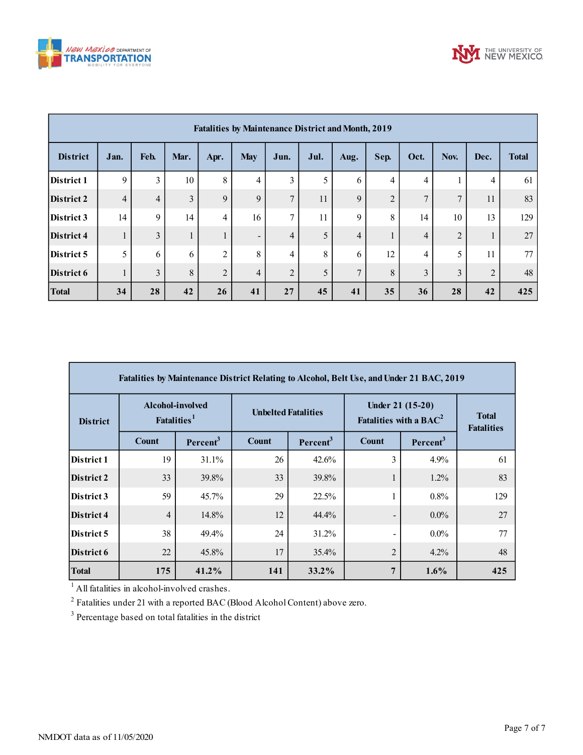| Fatalities by Maintenance District and Month, 2019 | | | | | | | | | | | | | |
|---|---|---|---|---|---|---|---|---|---|---|---|---|---|
| **District** | **Jan.** | **Feb.** | **Mar.** | **Apr.** | **May** | **Jun.** | **Jul.** | **Aug.** | **Sep.** | **Oct.** | **Nov.** | **Dec.** | **Total** |
| **District 1** | 9 | 3 | 10 | 8 | 4 | 3 | 5 | 6 | 4 | 4 | 1 | 4 | 61 |
| **District 2** | 4 | 4 | 3 | 9 | 9 | 7 | 11 | 9 | 2 | 7 | 7 | 11 | 83 |
| **District 3** | 14 | 9 | 14 | 4 | 16 | 7 | 11 | 9 | 8 | 14 | 10 | 13 | 129 |
| **District 4** | 1 | 3 | 1 | 1 | - | 4 | 5 | 4 | 1 | 4 | 2 | 1 | 27 |
| **District 5** | 5 | 6 | 6 | 2 | 8 | 4 | 8 | 6 | 12 | 4 | 5 | 11 | 77 |
| **District 6** | 1 | 3 | 8 | 2 | 4 | 2 | 5 | 7 | 8 | 3 | 3 | 2 | 48 |
| **Total** | **34** | **28** | **42** | **26** | **41** | **27** | **45** | **41** | **35** | **36** | **28** | **42** | **425** |

| Fatalities by Maintenance District Relating to Alcohol, Belt Use, and Under 21 BAC, 2019 | | | | | | | |
|---|---|---|---|---|---|---|---|
| **District** | **Alcohol-involved Fatalities[1]** | | **Unbelted Fatalities** | | **Under 21 (15-20) Fatalities with a BAC[2]** | | **Total Fatalities** |
| | **Count** | **Percent[3]** | **Count** | **Percent[3]** | **Count** | **Percent[3]** | |
| **District 1** | 19 | 31.1% | 26 | 42.6% | 3 | 4.9% | 61 |
| **District 2** | 33 | 39.8% | 33 | 39.8% | 1 | 1.2% | 83 |
| **District 3** | 59 | 45.7% | 29 | 22.5% | 1 | 0.8% | 129 |
| **District 4** | 4 | 14.8% | 12 | 44.4% | - | 0.0% | 27 |
| **District 5** | 38 | 49.4% | 24 | 31.2% | - | 0.0% | 77 |
| **District 6** | 22 | 45.8% | 17 | 35.4% | 2 | 4.2% | 48 |
| **Total** | **175** | **41.2%** | **141** | **33.2%** | **7** | **1.6%** | **425** |

[1] All fatalities in alcohol-involved crashes.

[2] Fatalities under 21 with a reported BAC (Blood Alcohol Content) above zero.

[3] Percentage based on total fatalities in the district

NMDOT data as of 11/05/2020